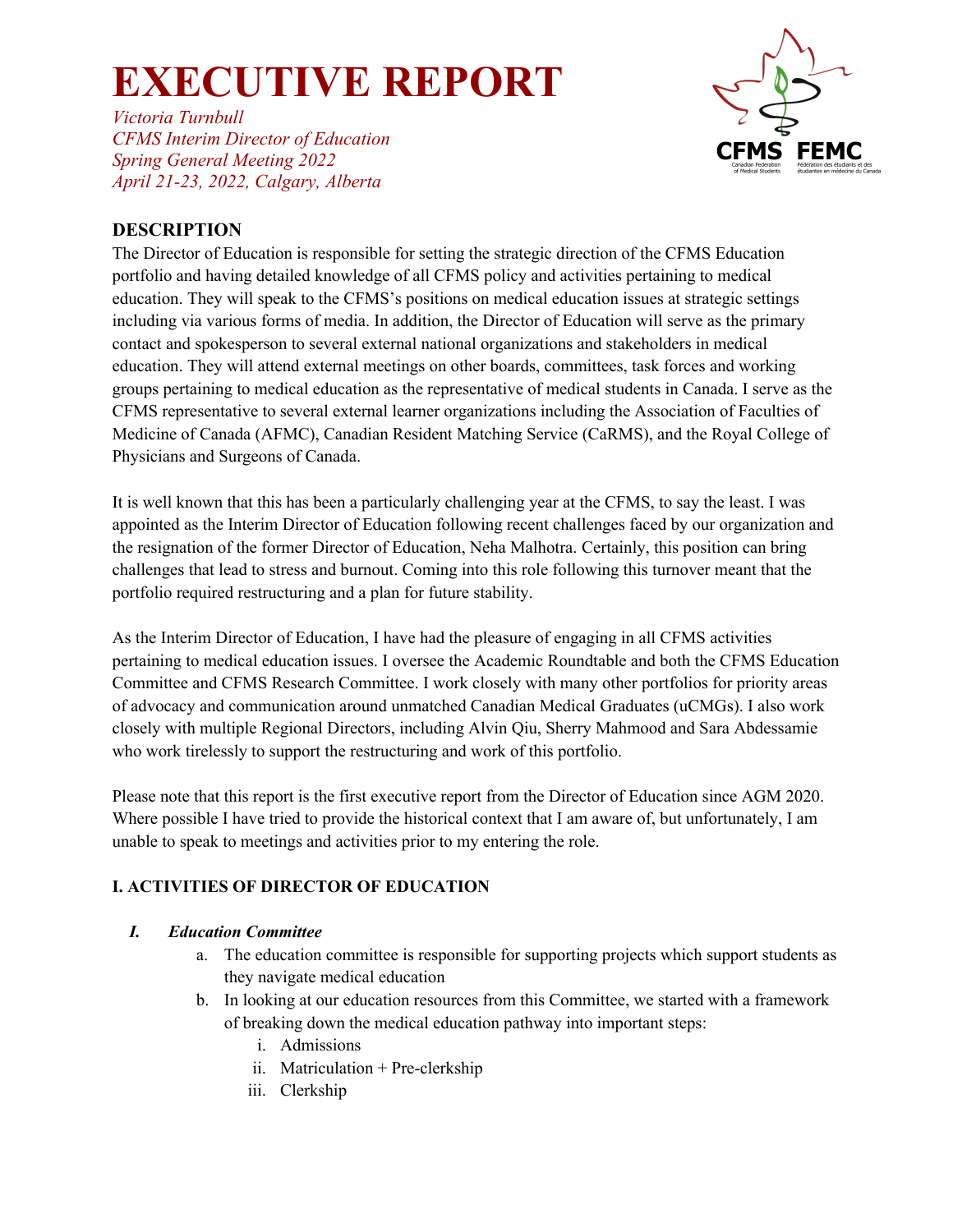# EXECUTIVE REPORT

*Victoria Turnbull*
*CFMS Interim Director of Education*
*Spring General Meeting 2022*
*April 21-23, 2022, Calgary, Alberta*

## DESCRIPTION

The Director of Education is responsible for setting the strategic direction of the CFMS Education portfolio and having detailed knowledge of all CFMS policy and activities pertaining to medical education. They will speak to the CFMS's positions on medical education issues at strategic settings including via various forms of media. In addition, the Director of Education will serve as the primary contact and spokesperson to several external national organizations and stakeholders in medical education. They will attend external meetings on other boards, committees, task forces and working groups pertaining to medical education as the representative of medical students in Canada. I serve as the CFMS representative to several external learner organizations including the Association of Faculties of Medicine of Canada (AFMC), Canadian Resident Matching Service (CaRMS), and the Royal College of Physicians and Surgeons of Canada.

It is well known that this has been a particularly challenging year at the CFMS, to say the least. I was appointed as the Interim Director of Education following recent challenges faced by our organization and the resignation of the former Director of Education, Neha Malhotra. Certainly, this position can bring challenges that lead to stress and burnout. Coming into this role following this turnover meant that the portfolio required restructuring and a plan for future stability.

As the Interim Director of Education, I have had the pleasure of engaging in all CFMS activities pertaining to medical education issues. I oversee the Academic Roundtable and both the CFMS Education Committee and CFMS Research Committee. I work closely with many other portfolios for priority areas of advocacy and communication around unmatched Canadian Medical Graduates (uCMGs). I also work closely with multiple Regional Directors, including Alvin Qiu, Sherry Mahmood and Sara Abdessamie who work tirelessly to support the restructuring and work of this portfolio.

Please note that this report is the first executive report from the Director of Education since AGM 2020. Where possible I have tried to provide the historical context that I am aware of, but unfortunately, I am unable to speak to meetings and activities prior to my entering the role.

## I. ACTIVITIES OF DIRECTOR OF EDUCATION

### *I. Education Committee*

a. The education committee is responsible for supporting projects which support students as they navigate medical education
b. In looking at our education resources from this Committee, we started with a framework of breaking down the medical education pathway into important steps:
    i. Admissions
    ii. Matriculation + Pre-clerkship
    iii. Clerkship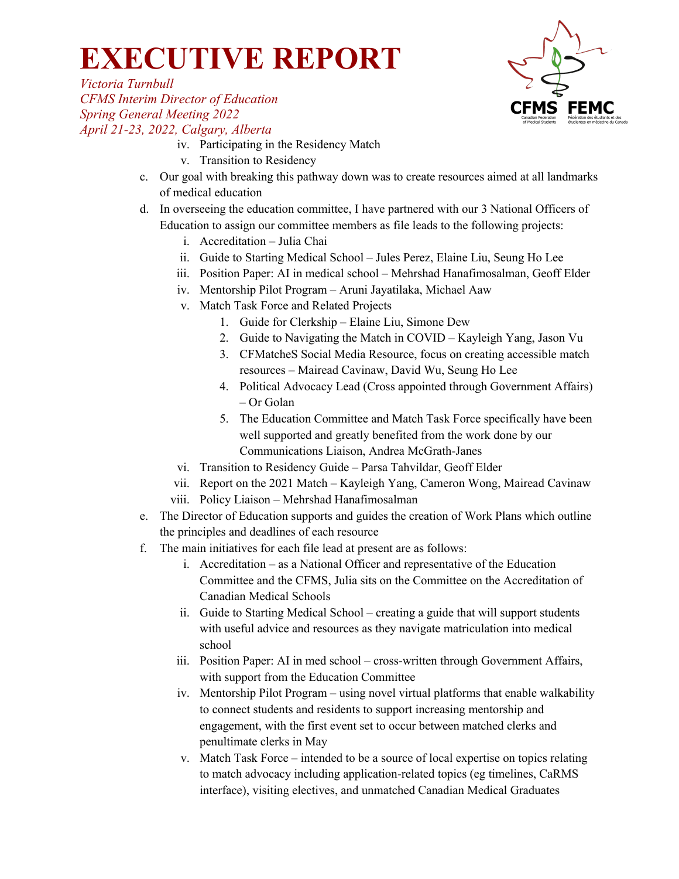iv. Participating in the Residency Match
v. Transition to Residency

c. Our goal with breaking this pathway down was to create resources aimed at all landmarks of medical education
d. In overseeing the education committee, I have partnered with our 3 National Officers of Education to assign our committee members as file leads to the following projects:
    i. Accreditation – Julia Chai
    ii. Guide to Starting Medical School – Jules Perez, Elaine Liu, Seung Ho Lee
    iii. Position Paper: AI in medical school – Mehrshad Hanafimosalman, Geoff Elder
    iv. Mentorship Pilot Program – Aruni Jayatilaka, Michael Aaw
    v. Match Task Force and Related Projects
        1. Guide for Clerkship – Elaine Liu, Simone Dew
        2. Guide to Navigating the Match in COVID – Kayleigh Yang, Jason Vu
        3. CFMatcheS Social Media Resource, focus on creating accessible match resources – Mairead Cavinaw, David Wu, Seung Ho Lee
        4. Political Advocacy Lead (Cross appointed through Government Affairs) – Or Golan
        5. The Education Committee and Match Task Force specifically have been well supported and greatly benefited from the work done by our Communications Liaison, Andrea McGrath-Janes
    vi. Transition to Residency Guide – Parsa Tahvildar, Geoff Elder
    vii. Report on the 2021 Match – Kayleigh Yang, Cameron Wong, Mairead Cavinaw
    viii. Policy Liaison – Mehrshad Hanafimosalman
e. The Director of Education supports and guides the creation of Work Plans which outline the principles and deadlines of each resource
f. The main initiatives for each file lead at present are as follows:
    i. Accreditation – as a National Officer and representative of the Education Committee and the CFMS, Julia sits on the Committee on the Accreditation of Canadian Medical Schools
    ii. Guide to Starting Medical School – creating a guide that will support students with useful advice and resources as they navigate matriculation into medical school
    iii. Position Paper: AI in med school – cross-written through Government Affairs, with support from the Education Committee
    iv. Mentorship Pilot Program – using novel virtual platforms that enable walkability to connect students and residents to support increasing mentorship and engagement, with the first event set to occur between matched clerks and penultimate clerks in May
    v. Match Task Force – intended to be a source of local expertise on topics relating to match advocacy including application-related topics (eg timelines, CaRMS interface), visiting electives, and unmatched Canadian Medical Graduates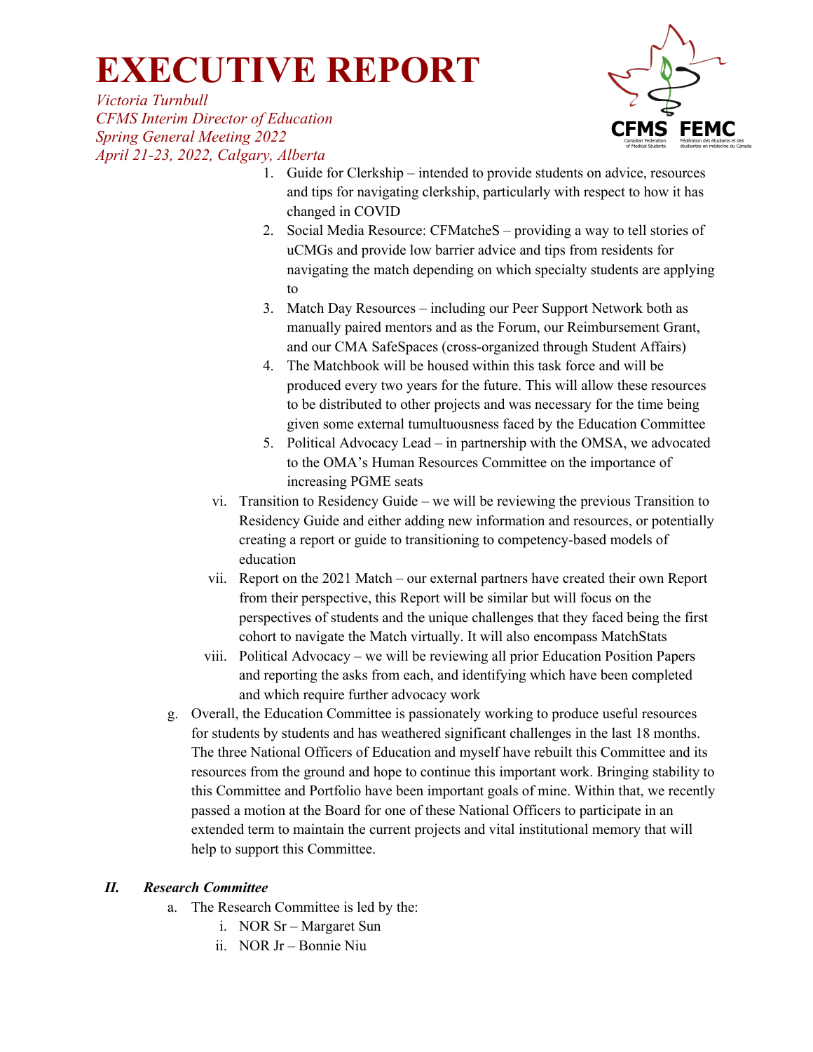1. Guide for Clerkship – intended to provide students on advice, resources and tips for navigating clerkship, particularly with respect to how it has changed in COVID
2. Social Media Resource: CFMatcheS – providing a way to tell stories of uCMGs and provide low barrier advice and tips from residents for navigating the match depending on which specialty students are applying to
3. Match Day Resources – including our Peer Support Network both as manually paired mentors and as the Forum, our Reimbursement Grant, and our CMA SafeSpaces (cross-organized through Student Affairs)
4. The Matchbook will be housed within this task force and will be produced every two years for the future. This will allow these resources to be distributed to other projects and was necessary for the time being given some external tumultuousness faced by the Education Committee
5. Political Advocacy Lead – in partnership with the OMSA, we advocated to the OMA's Human Resources Committee on the importance of increasing PGME seats

vi. Transition to Residency Guide – we will be reviewing the previous Transition to Residency Guide and either adding new information and resources, or potentially creating a report or guide to transitioning to competency-based models of education

vii. Report on the 2021 Match – our external partners have created their own Report from their perspective, this Report will be similar but will focus on the perspectives of students and the unique challenges that they faced being the first cohort to navigate the Match virtually. It will also encompass MatchStats

viii. Political Advocacy – we will be reviewing all prior Education Position Papers and reporting the asks from each, and identifying which have been completed and which require further advocacy work

g. Overall, the Education Committee is passionately working to produce useful resources for students by students and has weathered significant challenges in the last 18 months. The three National Officers of Education and myself have rebuilt this Committee and its resources from the ground and hope to continue this important work. Bringing stability to this Committee and Portfolio have been important goals of mine. Within that, we recently passed a motion at the Board for one of these National Officers to participate in an extended term to maintain the current projects and vital institutional memory that will help to support this Committee.

## ***II. Research Committee***

a. The Research Committee is led by the:
   i. NOR Sr – Margaret Sun
   ii. NOR Jr – Bonnie Niu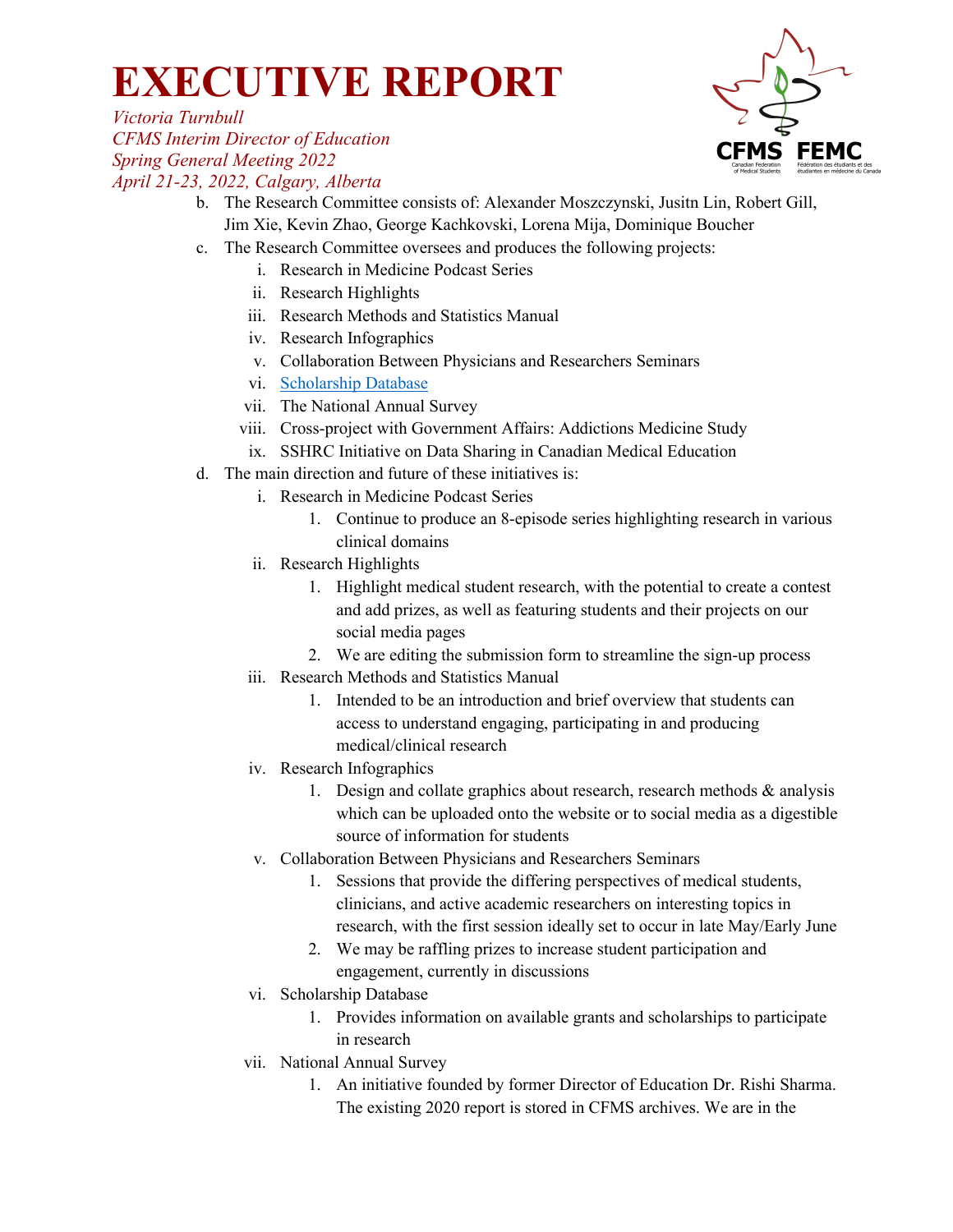b. The Research Committee consists of: Alexander Moszczynski, Jusitn Lin, Robert Gill, Jim Xie, Kevin Zhao, George Kachkovski, Lorena Mija, Dominique Boucher

c. The Research Committee oversees and produces the following projects:

   i. Research in Medicine Podcast Series
   ii. Research Highlights
   iii. Research Methods and Statistics Manual
   iv. Research Infographics
   v. Collaboration Between Physicians and Researchers Seminars
   vi. Scholarship Database
   vii. The National Annual Survey
   viii. Cross-project with Government Affairs: Addictions Medicine Study
   ix. SSHRC Initiative on Data Sharing in Canadian Medical Education

d. The main direction and future of these initiatives is:

   i. Research in Medicine Podcast Series
      1. Continue to produce an 8-episode series highlighting research in various clinical domains
   ii. Research Highlights
      1. Highlight medical student research, with the potential to create a contest and add prizes, as well as featuring students and their projects on our social media pages
      2. We are editing the submission form to streamline the sign-up process
   iii. Research Methods and Statistics Manual
      1. Intended to be an introduction and brief overview that students can access to understand engaging, participating in and producing medical/clinical research
   iv. Research Infographics
      1. Design and collate graphics about research, research methods & analysis which can be uploaded onto the website or to social media as a digestible source of information for students
   v. Collaboration Between Physicians and Researchers Seminars
      1. Sessions that provide the differing perspectives of medical students, clinicians, and active academic researchers on interesting topics in research, with the first session ideally set to occur in late May/Early June
      2. We may be raffling prizes to increase student participation and engagement, currently in discussions
   vi. Scholarship Database
      1. Provides information on available grants and scholarships to participate in research
   vii. National Annual Survey
      1. An initiative founded by former Director of Education Dr. Rishi Sharma. The existing 2020 report is stored in CFMS archives. We are in the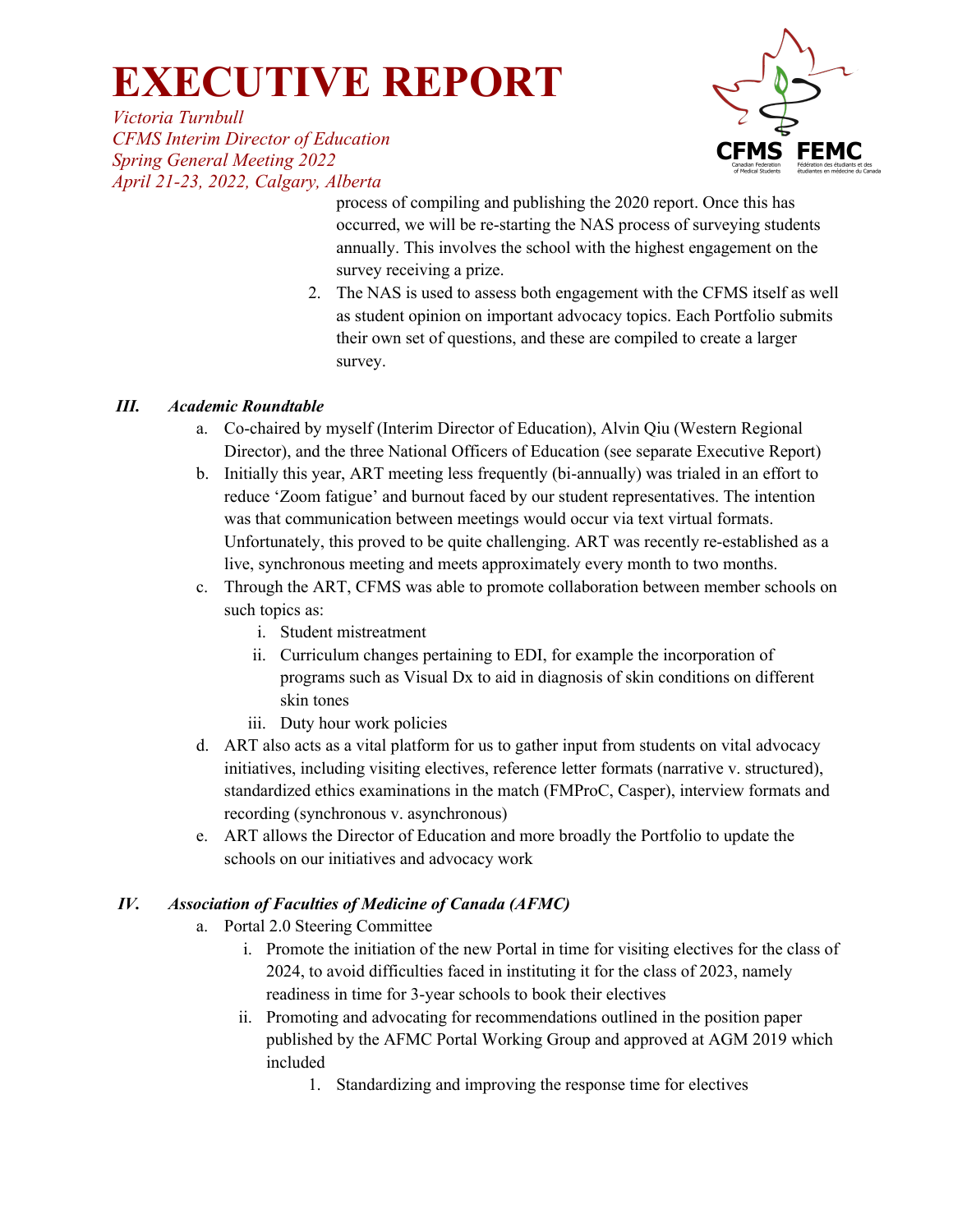process of compiling and publishing the 2020 report. Once this has occurred, we will be re-starting the NAS process of surveying students annually. This involves the school with the highest engagement on the survey receiving a prize.

2. The NAS is used to assess both engagement with the CFMS itself as well as student opinion on important advocacy topics. Each Portfolio submits their own set of questions, and these are compiled to create a larger survey.

### *III. Academic Roundtable*

a. Co-chaired by myself (Interim Director of Education), Alvin Qiu (Western Regional Director), and the three National Officers of Education (see separate Executive Report)

b. Initially this year, ART meeting less frequently (bi-annually) was trialed in an effort to reduce 'Zoom fatigue' and burnout faced by our student representatives. The intention was that communication between meetings would occur via text virtual formats. Unfortunately, this proved to be quite challenging. ART was recently re-established as a live, synchronous meeting and meets approximately every month to two months.

c. Through the ART, CFMS was able to promote collaboration between member schools on such topics as:
   i. Student mistreatment
   ii. Curriculum changes pertaining to EDI, for example the incorporation of programs such as Visual Dx to aid in diagnosis of skin conditions on different skin tones
   iii. Duty hour work policies

d. ART also acts as a vital platform for us to gather input from students on vital advocacy initiatives, including visiting electives, reference letter formats (narrative v. structured), standardized ethics examinations in the match (FMProC, Casper), interview formats and recording (synchronous v. asynchronous)

e. ART allows the Director of Education and more broadly the Portfolio to update the schools on our initiatives and advocacy work

### *IV. Association of Faculties of Medicine of Canada (AFMC)*

a. Portal 2.0 Steering Committee
   i. Promote the initiation of the new Portal in time for visiting electives for the class of 2024, to avoid difficulties faced in instituting it for the class of 2023, namely readiness in time for 3-year schools to book their electives
   ii. Promoting and advocating for recommendations outlined in the position paper published by the AFMC Portal Working Group and approved at AGM 2019 which included
      1. Standardizing and improving the response time for electives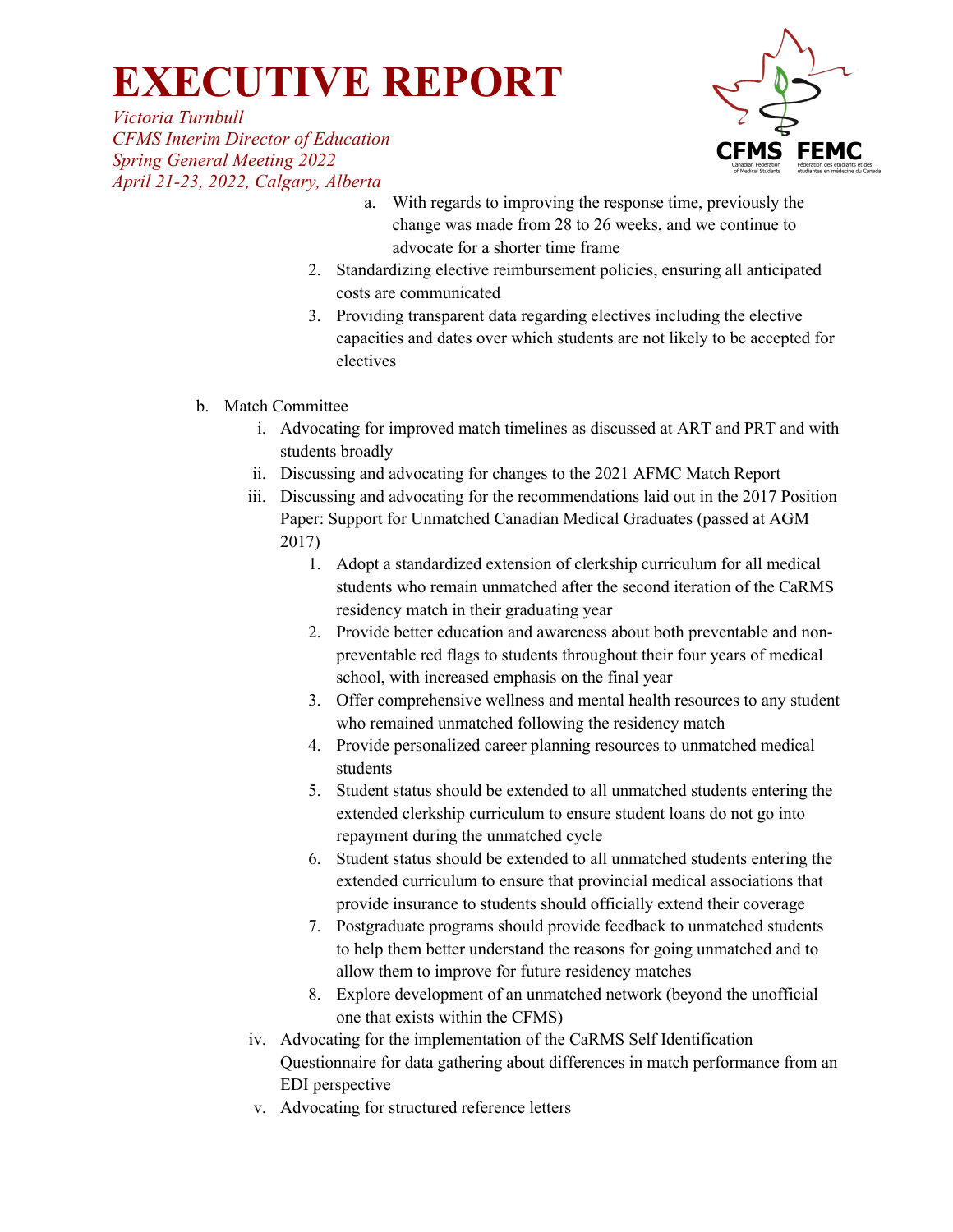# EXECUTIVE REPORT

*Victoria Turnbull*
*CFMS Interim Director of Education*
*Spring General Meeting 2022*
*April 21-23, 2022, Calgary, Alberta*

            a. With regards to improving the response time, previously the change was made from 28 to 26 weeks, and we continue to advocate for a shorter time frame
        2. Standardizing elective reimbursement policies, ensuring all anticipated costs are communicated
        3. Providing transparent data regarding electives including the elective capacities and dates over which students are not likely to be accepted for electives

b. Match Committee
    i. Advocating for improved match timelines as discussed at ART and PRT and with students broadly
    ii. Discussing and advocating for changes to the 2021 AFMC Match Report
    iii. Discussing and advocating for the recommendations laid out in the 2017 Position Paper: Support for Unmatched Canadian Medical Graduates (passed at AGM 2017)
        1. Adopt a standardized extension of clerkship curriculum for all medical students who remain unmatched after the second iteration of the CaRMS residency match in their graduating year
        2. Provide better education and awareness about both preventable and non-preventable red flags to students throughout their four years of medical school, with increased emphasis on the final year
        3. Offer comprehensive wellness and mental health resources to any student who remained unmatched following the residency match
        4. Provide personalized career planning resources to unmatched medical students
        5. Student status should be extended to all unmatched students entering the extended clerkship curriculum to ensure student loans do not go into repayment during the unmatched cycle
        6. Student status should be extended to all unmatched students entering the extended curriculum to ensure that provincial medical associations that provide insurance to students should officially extend their coverage
        7. Postgraduate programs should provide feedback to unmatched students to help them better understand the reasons for going unmatched and to allow them to improve for future residency matches
        8. Explore development of an unmatched network (beyond the unofficial one that exists within the CFMS)
    iv. Advocating for the implementation of the CaRMS Self Identification Questionnaire for data gathering about differences in match performance from an EDI perspective
    v. Advocating for structured reference letters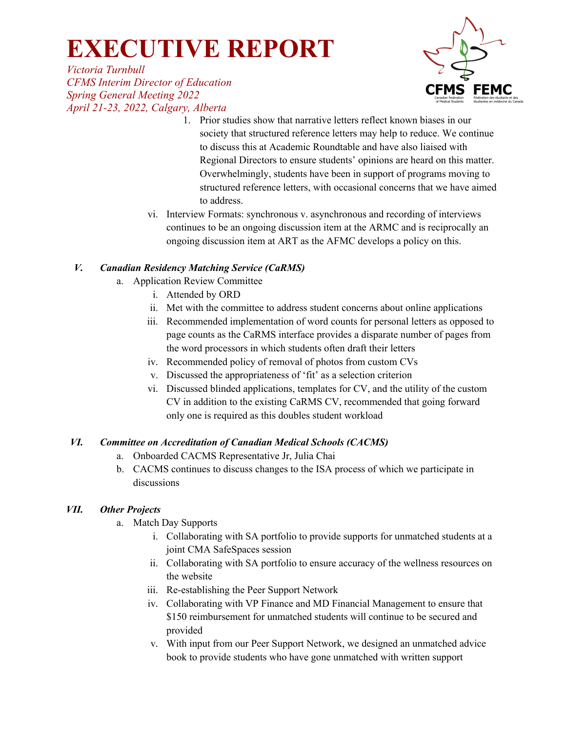1. Prior studies show that narrative letters reflect known biases in our society that structured reference letters may help to reduce. We continue to discuss this at Academic Roundtable and have also liaised with Regional Directors to ensure students' opinions are heard on this matter. Overwhelmingly, students have been in support of programs moving to structured reference letters, with occasional concerns that we have aimed to address.

vi. Interview Formats: synchronous v. asynchronous and recording of interviews continues to be an ongoing discussion item at the ARMC and is reciprocally an ongoing discussion item at ART as the AFMC develops a policy on this.

## *V. Canadian Residency Matching Service (CaRMS)*

a. Application Review Committee
   i. Attended by ORD
   ii. Met with the committee to address student concerns about online applications
   iii. Recommended implementation of word counts for personal letters as opposed to page counts as the CaRMS interface provides a disparate number of pages from the word processors in which students often draft their letters
   iv. Recommended policy of removal of photos from custom CVs
   v. Discussed the appropriateness of 'fit' as a selection criterion
   vi. Discussed blinded applications, templates for CV, and the utility of the custom CV in addition to the existing CaRMS CV, recommended that going forward only one is required as this doubles student workload

## *VI. Committee on Accreditation of Canadian Medical Schools (CACMS)*

a. Onboarded CACMS Representative Jr, Julia Chai
b. CACMS continues to discuss changes to the ISA process of which we participate in discussions

## *VII. Other Projects*

a. Match Day Supports
   i. Collaborating with SA portfolio to provide supports for unmatched students at a joint CMA SafeSpaces session
   ii. Collaborating with SA portfolio to ensure accuracy of the wellness resources on the website
   iii. Re-establishing the Peer Support Network
   iv. Collaborating with VP Finance and MD Financial Management to ensure that $150 reimbursement for unmatched students will continue to be secured and provided
   v. With input from our Peer Support Network, we designed an unmatched advice book to provide students who have gone unmatched with written support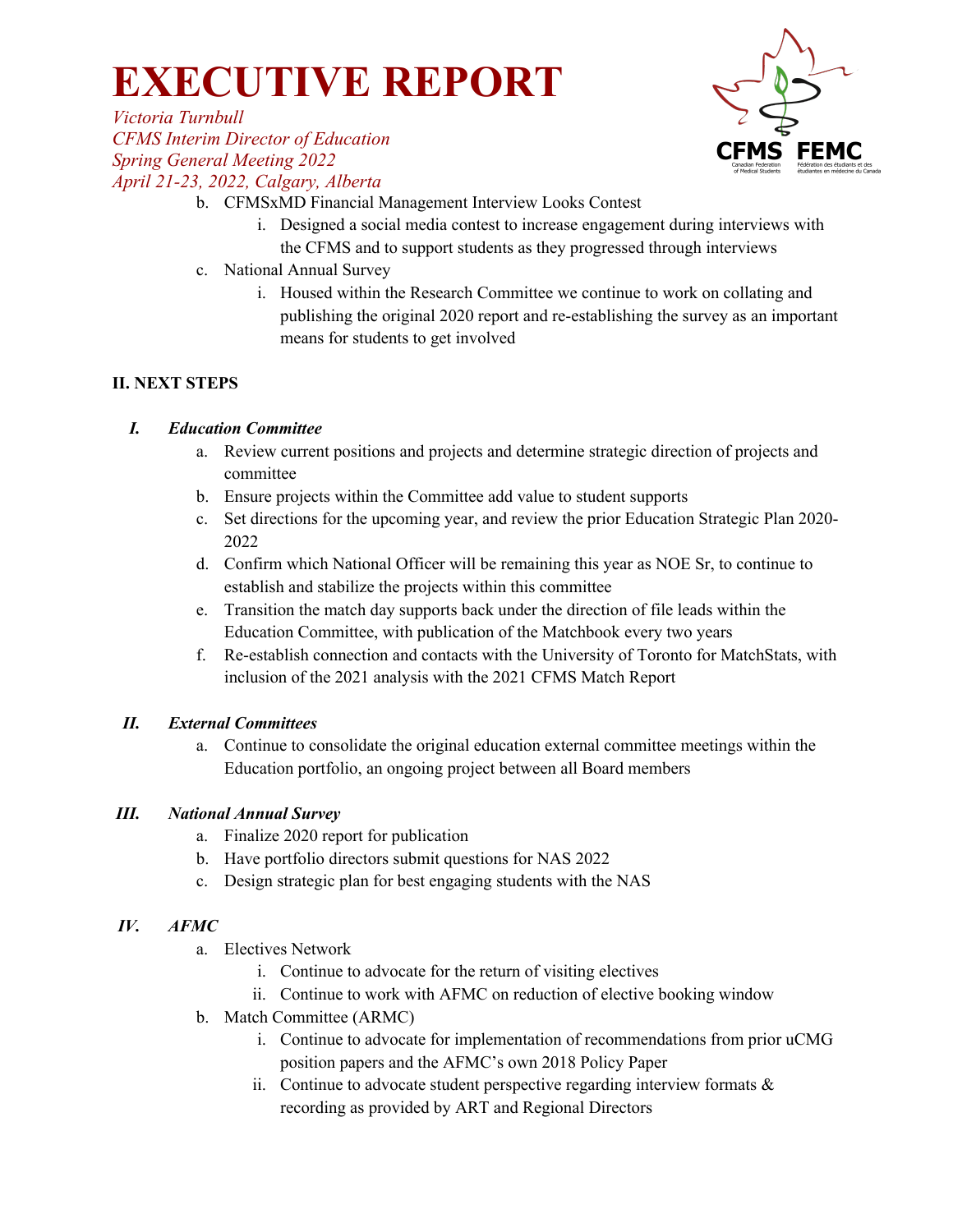# EXECUTIVE REPORT

*Victoria Turnbull*
*CFMS Interim Director of Education*
*Spring General Meeting 2022*
*April 21-23, 2022, Calgary, Alberta*

b. CFMSxMD Financial Management Interview Looks Contest
   i. Designed a social media contest to increase engagement during interviews with the CFMS and to support students as they progressed through interviews

c. National Annual Survey
   i. Housed within the Research Committee we continue to work on collating and publishing the original 2020 report and re-establishing the survey as an important means for students to get involved

**II. NEXT STEPS**

***I. Education Committee***

a. Review current positions and projects and determine strategic direction of projects and committee
b. Ensure projects within the Committee add value to student supports
c. Set directions for the upcoming year, and review the prior Education Strategic Plan 2020-2022
d. Confirm which National Officer will be remaining this year as NOE Sr, to continue to establish and stabilize the projects within this committee
e. Transition the match day supports back under the direction of file leads within the Education Committee, with publication of the Matchbook every two years
f. Re-establish connection and contacts with the University of Toronto for MatchStats, with inclusion of the 2021 analysis with the 2021 CFMS Match Report

***II. External Committees***

a. Continue to consolidate the original education external committee meetings within the Education portfolio, an ongoing project between all Board members

***III. National Annual Survey***

a. Finalize 2020 report for publication
b. Have portfolio directors submit questions for NAS 2022
c. Design strategic plan for best engaging students with the NAS

***IV. AFMC***

a. Electives Network
   i. Continue to advocate for the return of visiting electives
   ii. Continue to work with AFMC on reduction of elective booking window

b. Match Committee (ARMC)
   i. Continue to advocate for implementation of recommendations from prior uCMG position papers and the AFMC's own 2018 Policy Paper
   ii. Continue to advocate student perspective regarding interview formats & recording as provided by ART and Regional Directors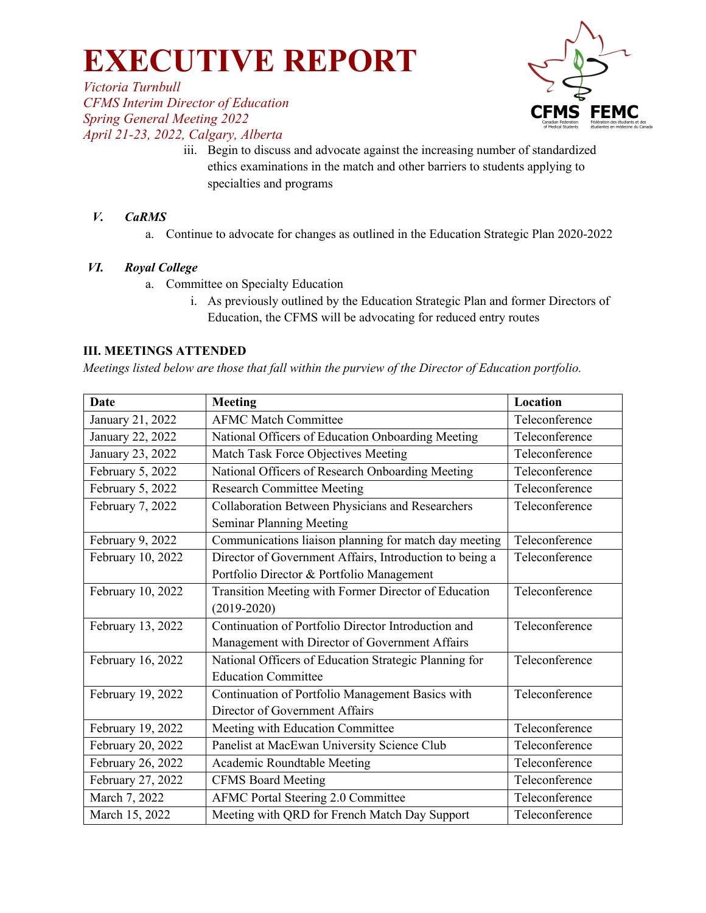iii. Begin to discuss and advocate against the increasing number of standardized ethics examinations in the match and other barriers to students applying to specialties and programs

### *V. CaRMS*

a. Continue to advocate for changes as outlined in the Education Strategic Plan 2020-2022

### *VI. Royal College*

a. Committee on Specialty Education
   i. As previously outlined by the Education Strategic Plan and former Directors of Education, the CFMS will be advocating for reduced entry routes

## III. MEETINGS ATTENDED

*Meetings listed below are those that fall within the purview of the Director of Education portfolio.*

| Date | Meeting | Location |
|---|---|---|
| January 21, 2022 | AFMC Match Committee | Teleconference |
| January 22, 2022 | National Officers of Education Onboarding Meeting | Teleconference |
| January 23, 2022 | Match Task Force Objectives Meeting | Teleconference |
| February 5, 2022 | National Officers of Research Onboarding Meeting | Teleconference |
| February 5, 2022 | Research Committee Meeting | Teleconference |
| February 7, 2022 | Collaboration Between Physicians and Researchers Seminar Planning Meeting | Teleconference |
| February 9, 2022 | Communications liaison planning for match day meeting | Teleconference |
| February 10, 2022 | Director of Government Affairs, Introduction to being a Portfolio Director & Portfolio Management | Teleconference |
| February 10, 2022 | Transition Meeting with Former Director of Education (2019-2020) | Teleconference |
| February 13, 2022 | Continuation of Portfolio Director Introduction and Management with Director of Government Affairs | Teleconference |
| February 16, 2022 | National Officers of Education Strategic Planning for Education Committee | Teleconference |
| February 19, 2022 | Continuation of Portfolio Management Basics with Director of Government Affairs | Teleconference |
| February 19, 2022 | Meeting with Education Committee | Teleconference |
| February 20, 2022 | Panelist at MacEwan University Science Club | Teleconference |
| February 26, 2022 | Academic Roundtable Meeting | Teleconference |
| February 27, 2022 | CFMS Board Meeting | Teleconference |
| March 7, 2022 | AFMC Portal Steering 2.0 Committee | Teleconference |
| March 15, 2022 | Meeting with QRD for French Match Day Support | Teleconference |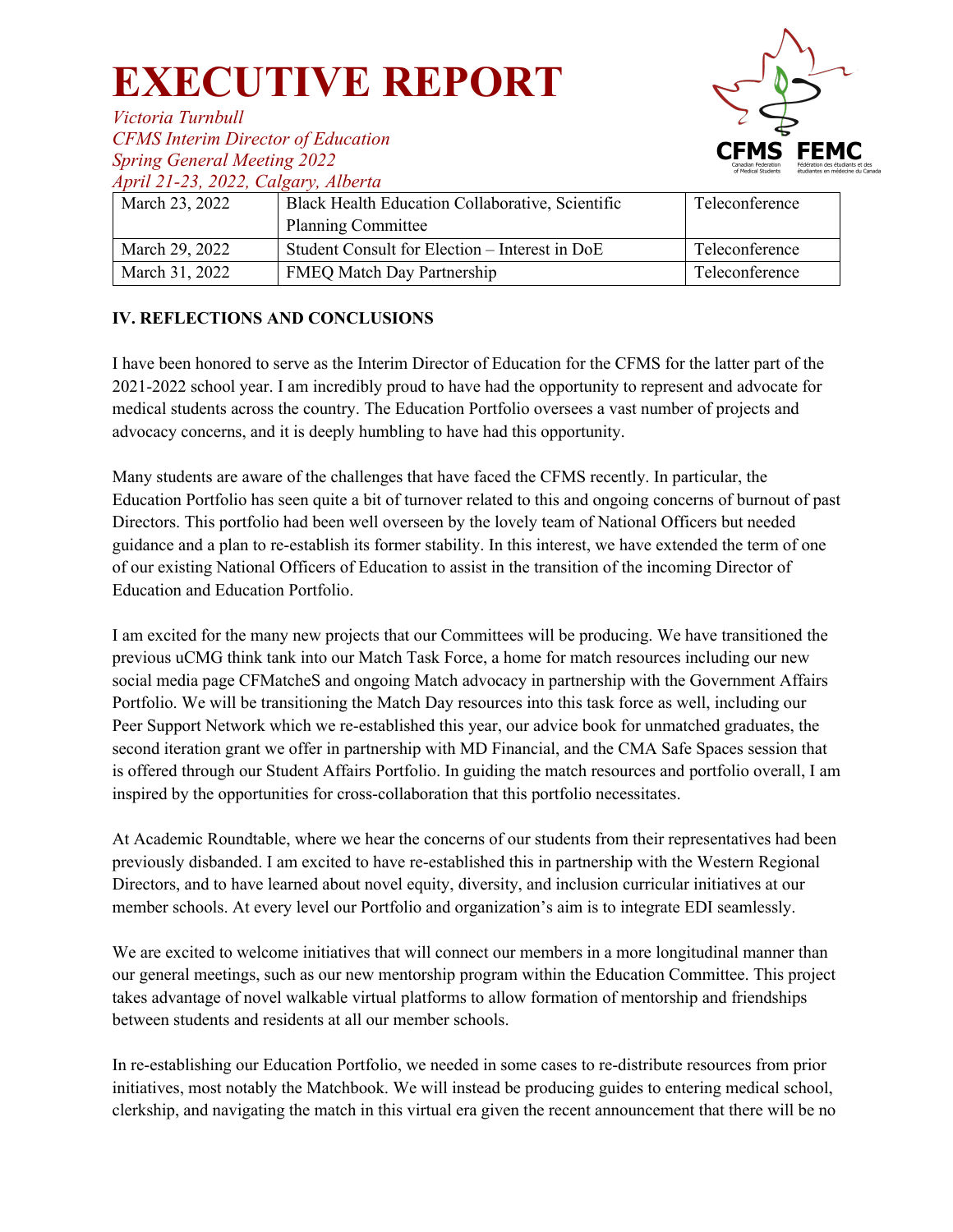| March 23, 2022 | Black Health Education Collaborative, Scientific Planning Committee | Teleconference |
|---|---|---|
| March 29, 2022 | Student Consult for Election – Interest in DoE | Teleconference |
| March 31, 2022 | FMEQ Match Day Partnership | Teleconference |

**IV. REFLECTIONS AND CONCLUSIONS**

I have been honored to serve as the Interim Director of Education for the CFMS for the latter part of the 2021-2022 school year. I am incredibly proud to have had the opportunity to represent and advocate for medical students across the country. The Education Portfolio oversees a vast number of projects and advocacy concerns, and it is deeply humbling to have had this opportunity.

Many students are aware of the challenges that have faced the CFMS recently. In particular, the Education Portfolio has seen quite a bit of turnover related to this and ongoing concerns of burnout of past Directors. This portfolio had been well overseen by the lovely team of National Officers but needed guidance and a plan to re-establish its former stability. In this interest, we have extended the term of one of our existing National Officers of Education to assist in the transition of the incoming Director of Education and Education Portfolio.

I am excited for the many new projects that our Committees will be producing. We have transitioned the previous uCMG think tank into our Match Task Force, a home for match resources including our new social media page CFMatcheS and ongoing Match advocacy in partnership with the Government Affairs Portfolio. We will be transitioning the Match Day resources into this task force as well, including our Peer Support Network which we re-established this year, our advice book for unmatched graduates, the second iteration grant we offer in partnership with MD Financial, and the CMA Safe Spaces session that is offered through our Student Affairs Portfolio. In guiding the match resources and portfolio overall, I am inspired by the opportunities for cross-collaboration that this portfolio necessitates.

At Academic Roundtable, where we hear the concerns of our students from their representatives had been previously disbanded. I am excited to have re-established this in partnership with the Western Regional Directors, and to have learned about novel equity, diversity, and inclusion curricular initiatives at our member schools. At every level our Portfolio and organization's aim is to integrate EDI seamlessly.

We are excited to welcome initiatives that will connect our members in a more longitudinal manner than our general meetings, such as our new mentorship program within the Education Committee. This project takes advantage of novel walkable virtual platforms to allow formation of mentorship and friendships between students and residents at all our member schools.

In re-establishing our Education Portfolio, we needed in some cases to re-distribute resources from prior initiatives, most notably the Matchbook. We will instead be producing guides to entering medical school, clerkship, and navigating the match in this virtual era given the recent announcement that there will be no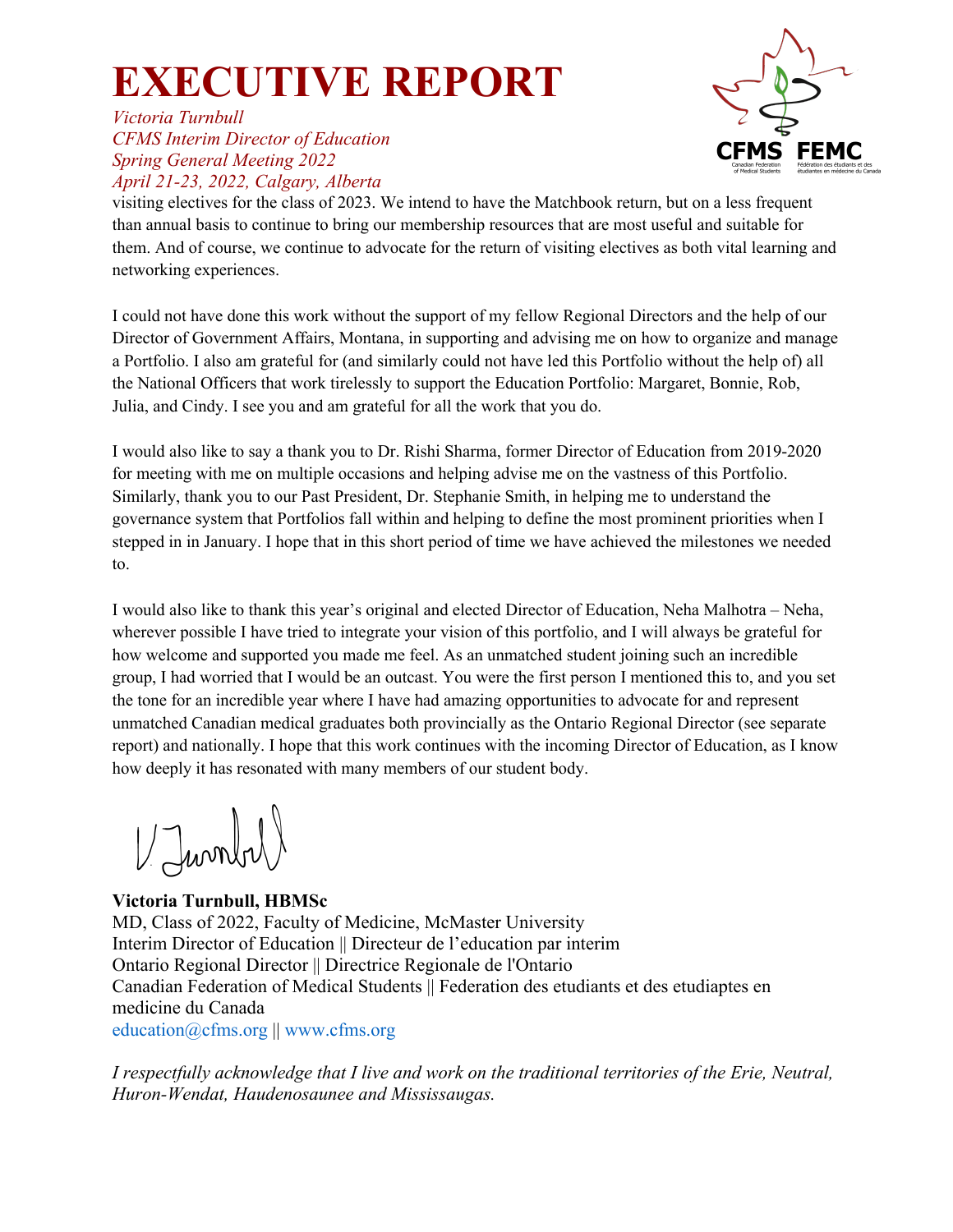visiting electives for the class of 2023. We intend to have the Matchbook return, but on a less frequent than annual basis to continue to bring our membership resources that are most useful and suitable for them. And of course, we continue to advocate for the return of visiting electives as both vital learning and networking experiences.

I could not have done this work without the support of my fellow Regional Directors and the help of our Director of Government Affairs, Montana, in supporting and advising me on how to organize and manage a Portfolio. I also am grateful for (and similarly could not have led this Portfolio without the help of) all the National Officers that work tirelessly to support the Education Portfolio: Margaret, Bonnie, Rob, Julia, and Cindy. I see you and am grateful for all the work that you do.

I would also like to say a thank you to Dr. Rishi Sharma, former Director of Education from 2019-2020 for meeting with me on multiple occasions and helping advise me on the vastness of this Portfolio. Similarly, thank you to our Past President, Dr. Stephanie Smith, in helping me to understand the governance system that Portfolios fall within and helping to define the most prominent priorities when I stepped in in January. I hope that in this short period of time we have achieved the milestones we needed to.

I would also like to thank this year's original and elected Director of Education, Neha Malhotra – Neha, wherever possible I have tried to integrate your vision of this portfolio, and I will always be grateful for how welcome and supported you made me feel. As an unmatched student joining such an incredible group, I had worried that I would be an outcast. You were the first person I mentioned this to, and you set the tone for an incredible year where I have had amazing opportunities to advocate for and represent unmatched Canadian medical graduates both provincially as the Ontario Regional Director (see separate report) and nationally. I hope that this work continues with the incoming Director of Education, as I know how deeply it has resonated with many members of our student body.

**Victoria Turnbull, HBMSc**
MD, Class of 2022, Faculty of Medicine, McMaster University
Interim Director of Education || Directeur de l'education par interim
Ontario Regional Director || Directrice Regionale de l'Ontario
Canadian Federation of Medical Students || Federation des etudiants et des etudiaptes en medicine du Canada
education@cfms.org || www.cfms.org

*I respectfully acknowledge that I live and work on the traditional territories of the Erie, Neutral, Huron-Wendat, Haudenosaunee and Mississaugas.*